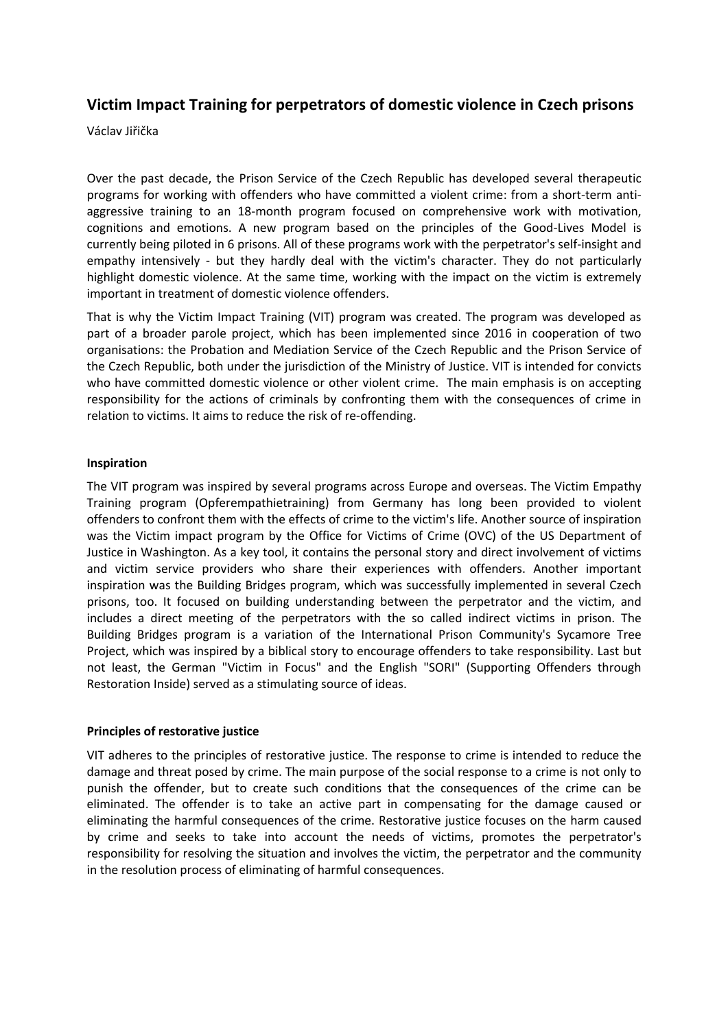# Victim Impact Training for perpetrators of domestic violence in Czech prisons

Václav Jiřička

Over the past decade, the Prison Service of the Czech Republic has developed several therapeutic programs for working with offenders who have committed a violent crime: from a short-term anti-aggressive training to an 18-month program focused on comprehensive work with motivation, cognitions and emotions. A new program based on the principles of the Good-Lives Model is currently being piloted in 6 prisons. All of these programs work with the perpetrator's self-insight and empathy intensively - but they hardly deal with the victim's character. They do not particularly highlight domestic violence. At the same time, working with the impact on the victim is extremely important in treatment of domestic violence offenders.

That is why the Victim Impact Training (VIT) program was created. The program was developed as part of a broader parole project, which has been implemented since 2016 in cooperation of two organisations: the Probation and Mediation Service of the Czech Republic and the Prison Service of the Czech Republic, both under the jurisdiction of the Ministry of Justice. VIT is intended for convicts who have committed domestic violence or other violent crime. The main emphasis is on accepting responsibility for the actions of criminals by confronting them with the consequences of crime in relation to victims. It aims to reduce the risk of re-offending.

## Inspiration

The VIT program was inspired by several programs across Europe and overseas. The Victim Empathy Training program (Opferempathietraining) from Germany has long been provided to violent offenders to confront them with the effects of crime to the victim's life. Another source of inspiration was the Victim impact program by the Office for Victims of Crime (OVC) of the US Department of Justice in Washington. As a key tool, it contains the personal story and direct involvement of victims and victim service providers who share their experiences with offenders. Another important inspiration was the Building Bridges program, which was successfully implemented in several Czech prisons, too. It focused on building understanding between the perpetrator and the victim, and includes a direct meeting of the perpetrators with the so called indirect victims in prison. The Building Bridges program is a variation of the International Prison Community's Sycamore Tree Project, which was inspired by a biblical story to encourage offenders to take responsibility. Last but not least, the German "Victim in Focus" and the English "SORI" (Supporting Offenders through Restoration Inside) served as a stimulating source of ideas.

## Principles of restorative justice

VIT adheres to the principles of restorative justice. The response to crime is intended to reduce the damage and threat posed by crime. The main purpose of the social response to a crime is not only to punish the offender, but to create such conditions that the consequences of the crime can be eliminated. The offender is to take an active part in compensating for the damage caused or eliminating the harmful consequences of the crime. Restorative justice focuses on the harm caused by crime and seeks to take into account the needs of victims, promotes the perpetrator's responsibility for resolving the situation and involves the victim, the perpetrator and the community in the resolution process of eliminating of harmful consequences.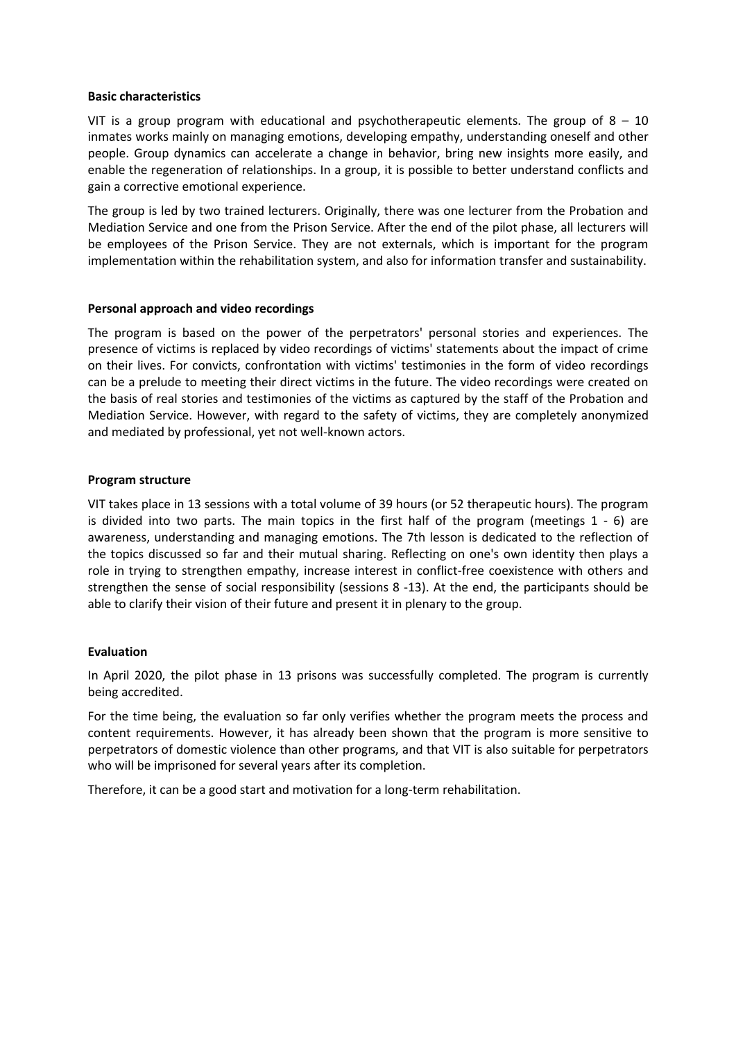**Basic characteristics**

VIT is a group program with educational and psychotherapeutic elements. The group of 8 – 10 inmates works mainly on managing emotions, developing empathy, understanding oneself and other people. Group dynamics can accelerate a change in behavior, bring new insights more easily, and enable the regeneration of relationships. In a group, it is possible to better understand conflicts and gain a corrective emotional experience.

The group is led by two trained lecturers. Originally, there was one lecturer from the Probation and Mediation Service and one from the Prison Service. After the end of the pilot phase, all lecturers will be employees of the Prison Service. They are not externals, which is important for the program implementation within the rehabilitation system, and also for information transfer and sustainability.

**Personal approach and video recordings**

The program is based on the power of the perpetrators' personal stories and experiences. The presence of victims is replaced by video recordings of victims' statements about the impact of crime on their lives. For convicts, confrontation with victims' testimonies in the form of video recordings can be a prelude to meeting their direct victims in the future. The video recordings were created on the basis of real stories and testimonies of the victims as captured by the staff of the Probation and Mediation Service. However, with regard to the safety of victims, they are completely anonymized and mediated by professional, yet not well-known actors.

**Program structure**

VIT takes place in 13 sessions with a total volume of 39 hours (or 52 therapeutic hours). The program is divided into two parts. The main topics in the first half of the program (meetings 1 - 6) are awareness, understanding and managing emotions. The 7th lesson is dedicated to the reflection of the topics discussed so far and their mutual sharing. Reflecting on one's own identity then plays a role in trying to strengthen empathy, increase interest in conflict-free coexistence with others and strengthen the sense of social responsibility (sessions 8 -13). At the end, the participants should be able to clarify their vision of their future and present it in plenary to the group.

**Evaluation**

In April 2020, the pilot phase in 13 prisons was successfully completed. The program is currently being accredited.

For the time being, the evaluation so far only verifies whether the program meets the process and content requirements. However, it has already been shown that the program is more sensitive to perpetrators of domestic violence than other programs, and that VIT is also suitable for perpetrators who will be imprisoned for several years after its completion.

Therefore, it can be a good start and motivation for a long-term rehabilitation.